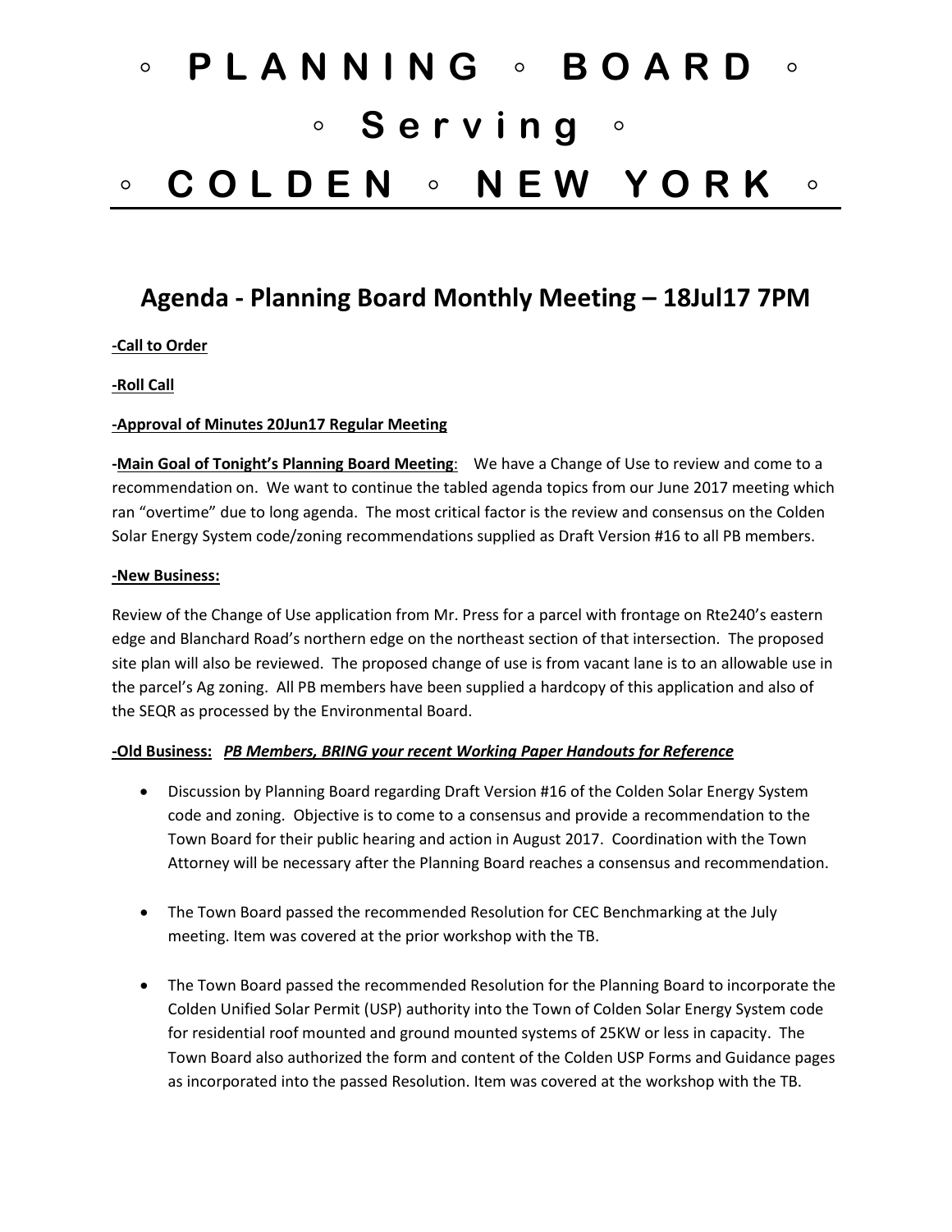# ◦ P L A N N I N G ◦ B O A R D ◦
# ◦ S e r v i n g ◦
# ◦ C O L D E N ◦ N E W Y O R K ◦

## Agenda - Planning Board Monthly Meeting – 18Jul17 7PM

**-Call to Order**

**-Roll Call**

**-Approval of Minutes 20Jun17 Regular Meeting**

**-Main Goal of Tonight's Planning Board Meeting**: We have a Change of Use to review and come to a recommendation on. We want to continue the tabled agenda topics from our June 2017 meeting which ran "overtime" due to long agenda. The most critical factor is the review and consensus on the Colden Solar Energy System code/zoning recommendations supplied as Draft Version #16 to all PB members.

**-New Business:**

Review of the Change of Use application from Mr. Press for a parcel with frontage on Rte240's eastern edge and Blanchard Road's northern edge on the northeast section of that intersection. The proposed site plan will also be reviewed. The proposed change of use is from vacant lane is to an allowable use in the parcel's Ag zoning. All PB members have been supplied a hardcopy of this application and also of the SEQR as processed by the Environmental Board.

**-Old Business:** ***PB Members, BRING your recent Working Paper Handouts for Reference***

- Discussion by Planning Board regarding Draft Version #16 of the Colden Solar Energy System code and zoning. Objective is to come to a consensus and provide a recommendation to the Town Board for their public hearing and action in August 2017. Coordination with the Town Attorney will be necessary after the Planning Board reaches a consensus and recommendation.

- The Town Board passed the recommended Resolution for CEC Benchmarking at the July meeting. Item was covered at the prior workshop with the TB.

- The Town Board passed the recommended Resolution for the Planning Board to incorporate the Colden Unified Solar Permit (USP) authority into the Town of Colden Solar Energy System code for residential roof mounted and ground mounted systems of 25KW or less in capacity. The Town Board also authorized the form and content of the Colden USP Forms and Guidance pages as incorporated into the passed Resolution. Item was covered at the workshop with the TB.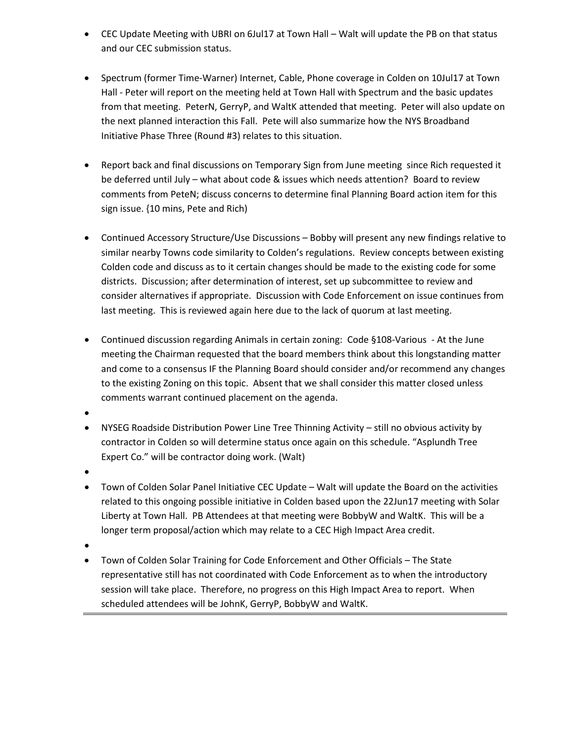- CEC Update Meeting with UBRI on 6Jul17 at Town Hall – Walt will update the PB on that status and our CEC submission status.

- Spectrum (former Time-Warner) Internet, Cable, Phone coverage in Colden on 10Jul17 at Town Hall - Peter will report on the meeting held at Town Hall with Spectrum and the basic updates from that meeting. PeterN, GerryP, and WaltK attended that meeting. Peter will also update on the next planned interaction this Fall. Pete will also summarize how the NYS Broadband Initiative Phase Three (Round #3) relates to this situation.

- Report back and final discussions on Temporary Sign from June meeting since Rich requested it be deferred until July – what about code & issues which needs attention? Board to review comments from PeteN; discuss concerns to determine final Planning Board action item for this sign issue. {10 mins, Pete and Rich)

- Continued Accessory Structure/Use Discussions – Bobby will present any new findings relative to similar nearby Towns code similarity to Colden's regulations. Review concepts between existing Colden code and discuss as to it certain changes should be made to the existing code for some districts. Discussion; after determination of interest, set up subcommittee to review and consider alternatives if appropriate. Discussion with Code Enforcement on issue continues from last meeting. This is reviewed again here due to the lack of quorum at last meeting.

- Continued discussion regarding Animals in certain zoning: Code §108-Various - At the June meeting the Chairman requested that the board members think about this longstanding matter and come to a consensus IF the Planning Board should consider and/or recommend any changes to the existing Zoning on this topic. Absent that we shall consider this matter closed unless comments warrant continued placement on the agenda.

- 

- NYSEG Roadside Distribution Power Line Tree Thinning Activity – still no obvious activity by contractor in Colden so will determine status once again on this schedule. "Asplundh Tree Expert Co." will be contractor doing work. (Walt)

- 

- Town of Colden Solar Panel Initiative CEC Update – Walt will update the Board on the activities related to this ongoing possible initiative in Colden based upon the 22Jun17 meeting with Solar Liberty at Town Hall. PB Attendees at that meeting were BobbyW and WaltK. This will be a longer term proposal/action which may relate to a CEC High Impact Area credit.

- 

- Town of Colden Solar Training for Code Enforcement and Other Officials – The State representative still has not coordinated with Code Enforcement as to when the introductory session will take place. Therefore, no progress on this High Impact Area to report. When scheduled attendees will be JohnK, GerryP, BobbyW and WaltK.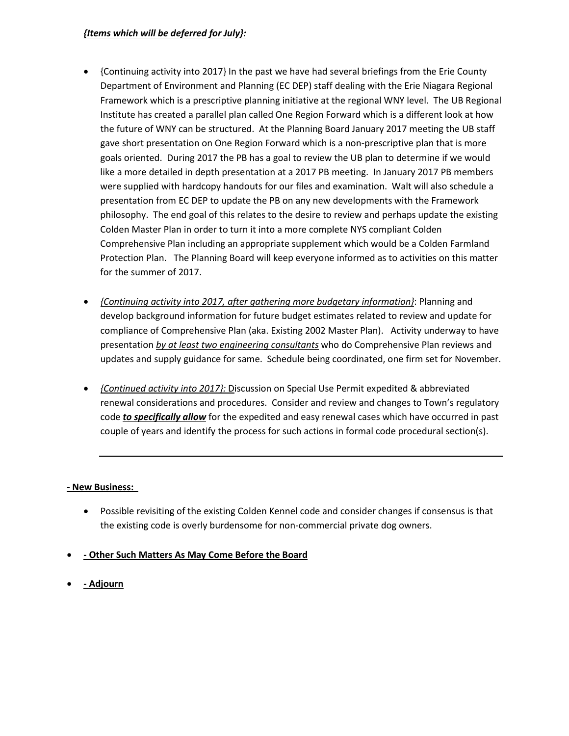***{Items which will be deferred for July}:***

- {Continuing activity into 2017} In the past we have had several briefings from the Erie County Department of Environment and Planning (EC DEP) staff dealing with the Erie Niagara Regional Framework which is a prescriptive planning initiative at the regional WNY level. The UB Regional Institute has created a parallel plan called One Region Forward which is a different look at how the future of WNY can be structured. At the Planning Board January 2017 meeting the UB staff gave short presentation on One Region Forward which is a non-prescriptive plan that is more goals oriented. During 2017 the PB has a goal to review the UB plan to determine if we would like a more detailed in depth presentation at a 2017 PB meeting. In January 2017 PB members were supplied with hardcopy handouts for our files and examination. Walt will also schedule a presentation from EC DEP to update the PB on any new developments with the Framework philosophy. The end goal of this relates to the desire to review and perhaps update the existing Colden Master Plan in order to turn it into a more complete NYS compliant Colden Comprehensive Plan including an appropriate supplement which would be a Colden Farmland Protection Plan. The Planning Board will keep everyone informed as to activities on this matter for the summer of 2017.

- *{Continuing activity into 2017, after gathering more budgetary information}*: Planning and develop background information for future budget estimates related to review and update for compliance of Comprehensive Plan (aka. Existing 2002 Master Plan). Activity underway to have presentation *by at least two engineering consultants* who do Comprehensive Plan reviews and updates and supply guidance for same. Schedule being coordinated, one firm set for November.

- *{Continued activity into 2017}:* Discussion on Special Use Permit expedited & abbreviated renewal considerations and procedures. Consider and review and changes to Town's regulatory code ***to specifically allow*** for the expedited and easy renewal cases which have occurred in past couple of years and identify the process for such actions in formal code procedural section(s).

---

**- New Business:**

- Possible revisiting of the existing Colden Kennel code and consider changes if consensus is that the existing code is overly burdensome for non-commercial private dog owners.

- **- Other Such Matters As May Come Before the Board**

- **- Adjourn**